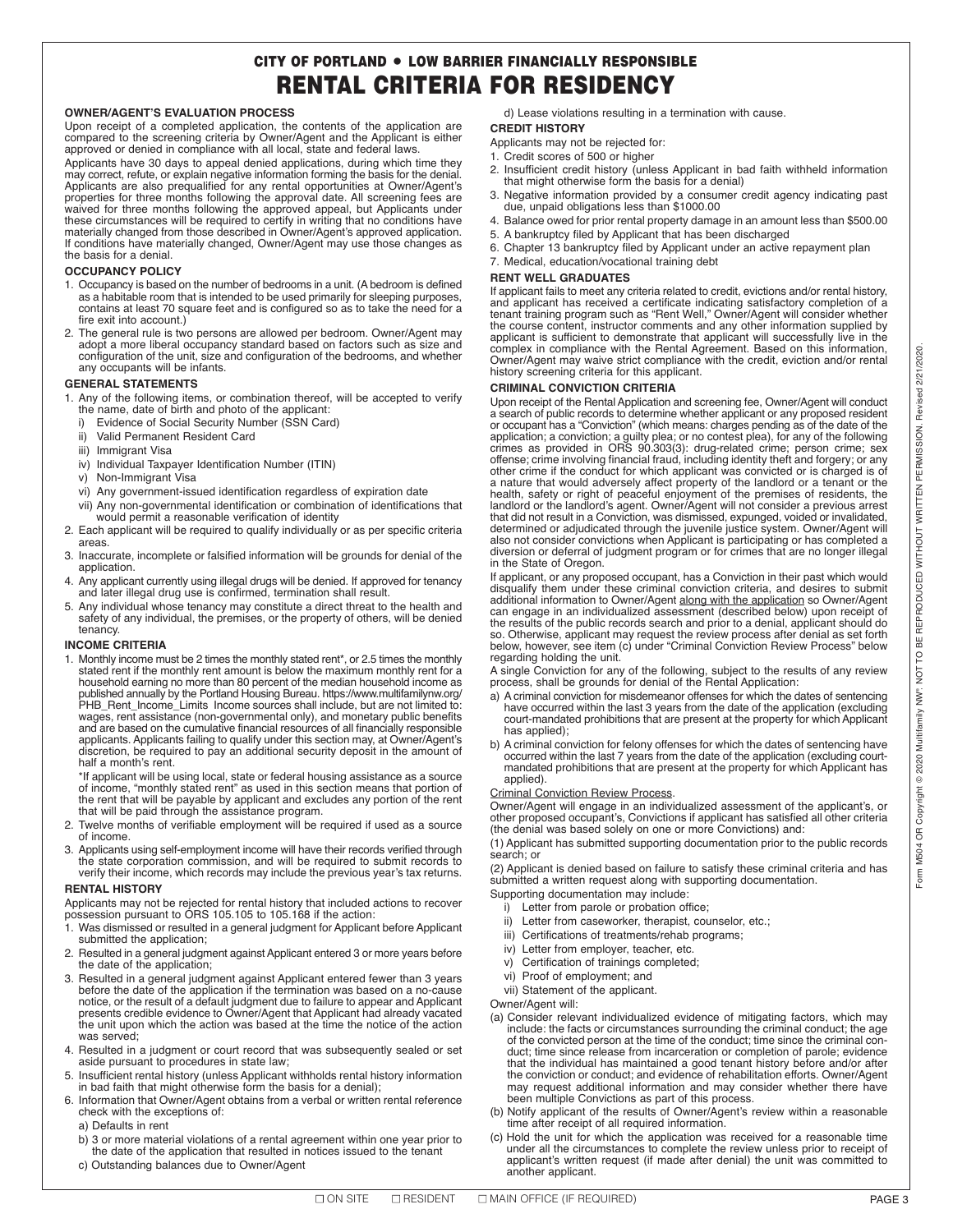# CITY OF PORTLAND • LOW BARRIER FINANCIALLY RESPONSIBLE
# RENTAL CRITERIA FOR RESIDENCY

## OWNER/AGENT'S EVALUATION PROCESS

Upon receipt of a completed application, the contents of the application are compared to the screening criteria by Owner/Agent and the Applicant is either approved or denied in compliance with all local, state and federal laws.

Applicants have 30 days to appeal denied applications, during which time they may correct, refute, or explain negative information forming the basis for the denial. Applicants are also prequalified for any rental opportunities at Owner/Agent's properties for three months following the approval date. All screening fees are waived for three months following the approved appeal, but Applicants under these circumstances will be required to certify in writing that no conditions have materially changed from those described in Owner/Agent's approved application. If conditions have materially changed, Owner/Agent may use those changes as the basis for a denial.

## OCCUPANCY POLICY

1. Occupancy is based on the number of bedrooms in a unit. (A bedroom is defined as a habitable room that is intended to be used primarily for sleeping purposes, contains at least 70 square feet and is configured so as to take the need for a fire exit into account.)
2. The general rule is two persons are allowed per bedroom. Owner/Agent may adopt a more liberal occupancy standard based on factors such as size and configuration of the unit, size and configuration of the bedrooms, and whether any occupants will be infants.

## GENERAL STATEMENTS

1. Any of the following items, or combination thereof, will be accepted to verify the name, date of birth and photo of the applicant:
   i) Evidence of Social Security Number (SSN Card)
   ii) Valid Permanent Resident Card
   iii) Immigrant Visa
   iv) Individual Taxpayer Identification Number (ITIN)
   v) Non-Immigrant Visa
   vi) Any government-issued identification regardless of expiration date
   vii) Any non-governmental identification or combination of identifications that would permit a reasonable verification of identity
2. Each applicant will be required to qualify individually or as per specific criteria areas.
3. Inaccurate, incomplete or falsified information will be grounds for denial of the application.
4. Any applicant currently using illegal drugs will be denied. If approved for tenancy and later illegal drug use is confirmed, termination shall result.
5. Any individual whose tenancy may constitute a direct threat to the health and safety of any individual, the premises, or the property of others, will be denied tenancy.

## INCOME CRITERIA

1. Monthly income must be 2 times the monthly stated rent*, or 2.5 times the monthly stated rent if the monthly rent amount is below the maximum monthly rent for a household earning no more than 80 percent of the median household income as published annually by the Portland Housing Bureau. https://www.multifamilynw.org/PHB_Rent_Income_Limits Income sources shall include, but are not limited to: wages, rent assistance (non-governmental only), and monetary public benefits and are based on the cumulative financial resources of all financially responsible applicants. Applicants failing to qualify under this section may, at Owner/Agent's discretion, be required to pay an additional security deposit in the amount of half a month's rent.

   *If applicant will be using local, state or federal housing assistance as a source of income, "monthly stated rent" as used in this section means that portion of the rent that will be payable by applicant and excludes any portion of the rent that will be paid through the assistance program.
2. Twelve months of verifiable employment will be required if used as a source of income.
3. Applicants using self-employment income will have their records verified through the state corporation commission, and will be required to submit records to verify their income, which records may include the previous year's tax returns.

## RENTAL HISTORY

Applicants may not be rejected for rental history that included actions to recover possession pursuant to ORS 105.105 to 105.168 if the action:

1. Was dismissed or resulted in a general judgment for Applicant before Applicant submitted the application;
2. Resulted in a general judgment against Applicant entered 3 or more years before the date of the application;
3. Resulted in a general judgment against Applicant entered fewer than 3 years before the date of the application if the termination was based on a no-cause notice, or the result of a default judgment due to failure to appear and Applicant presents credible evidence to Owner/Agent that Applicant had already vacated the unit upon which the action was based at the time the notice of the action was served;
4. Resulted in a judgment or court record that was subsequently sealed or set aside pursuant to procedures in state law;
5. Insufficient rental history (unless Applicant withholds rental history information in bad faith that might otherwise form the basis for a denial);
6. Information that Owner/Agent obtains from a verbal or written rental reference check with the exceptions of:
   a) Defaults in rent
   b) 3 or more material violations of a rental agreement within one year prior to the date of the application that resulted in notices issued to the tenant
   c) Outstanding balances due to Owner/Agent
   d) Lease violations resulting in a termination with cause.

## CREDIT HISTORY

Applicants may not be rejected for:

1. Credit scores of 500 or higher
2. Insufficient credit history (unless Applicant in bad faith withheld information that might otherwise form the basis for a denial)
3. Negative information provided by a consumer credit agency indicating past due, unpaid obligations less than $1000.00
4. Balance owed for prior rental property damage in an amount less than $500.00
5. A bankruptcy filed by Applicant that has been discharged
6. Chapter 13 bankruptcy filed by Applicant under an active repayment plan
7. Medical, education/vocational training debt

## RENT WELL GRADUATES

If applicant fails to meet any criteria related to credit, evictions and/or rental history, and applicant has received a certificate indicating satisfactory completion of a tenant training program such as "Rent Well," Owner/Agent will consider whether the course content, instructor comments and any other information supplied by applicant is sufficient to demonstrate that applicant will successfully live in the complex in compliance with the Rental Agreement. Based on this information, Owner/Agent may waive strict compliance with the credit, eviction and/or rental history screening criteria for this applicant.

## CRIMINAL CONVICTION CRITERIA

Upon receipt of the Rental Application and screening fee, Owner/Agent will conduct a search of public records to determine whether applicant or any proposed resident or occupant has a "Conviction" (which means: charges pending as of the date of the application; a conviction; a guilty plea; or no contest plea), for any of the following crimes as provided in ORS 90.303(3): drug-related crime; person crime; sex offense; crime involving financial fraud, including identity theft and forgery; or any other crime if the conduct for which applicant was convicted or is charged is of a nature that would adversely affect property of the landlord or a tenant or the health, safety or right of peaceful enjoyment of the premises of residents, the landlord or the landlord's agent. Owner/Agent will not consider a previous arrest that did not result in a Conviction, was dismissed, expunged, voided or invalidated, determined or adjudicated through the juvenile justice system. Owner/Agent will also not consider convictions when Applicant is participating or has completed a diversion or deferral of judgment program or for crimes that are no longer illegal in the State of Oregon.

If applicant, or any proposed occupant, has a Conviction in their past which would disqualify them under these criminal conviction criteria, and desires to submit additional information to Owner/Agent along with the application so Owner/Agent can engage in an individualized assessment (described below) upon receipt of the results of the public records search and prior to a denial, applicant should do so. Otherwise, applicant may request the review process after denial as set forth below, however, see item (c) under "Criminal Conviction Review Process" below regarding holding the unit.

A single Conviction for any of the following, subject to the results of any review process, shall be grounds for denial of the Rental Application:

a) A criminal conviction for misdemeanor offenses for which the dates of sentencing have occurred within the last 3 years from the date of the application (excluding court-mandated prohibitions that are present at the property for which Applicant has applied);
b) A criminal conviction for felony offenses for which the dates of sentencing have occurred within the last 7 years from the date of the application (excluding court-mandated prohibitions that are present at the property for which Applicant has applied).

### Criminal Conviction Review Process.

Owner/Agent will engage in an individualized assessment of the applicant's, or other proposed occupant's, Convictions if applicant has satisfied all other criteria (the denial was based solely on one or more Convictions) and:

(1) Applicant has submitted supporting documentation prior to the public records search; or

(2) Applicant is denied based on failure to satisfy these criminal criteria and has submitted a written request along with supporting documentation.

Supporting documentation may include:

i) Letter from parole or probation office;
ii) Letter from caseworker, therapist, counselor, etc.;
iii) Certifications of treatments/rehab programs;
iv) Letter from employer, teacher, etc.
v) Certification of trainings completed;
vi) Proof of employment; and
vii) Statement of the applicant.

Owner/Agent will:

(a) Consider relevant individualized evidence of mitigating factors, which may include: the facts or circumstances surrounding the criminal conduct; the age of the convicted person at the time of the conduct; time since the criminal conduct; time since release from incarceration or completion of parole; evidence that the individual has maintained a good tenant history before and/or after the conviction or conduct; and evidence of rehabilitation efforts. Owner/Agent may request additional information and may consider whether there have been multiple Convictions as part of this process.
(b) Notify applicant of the results of Owner/Agent's review within a reasonable time after receipt of all required information.
(c) Hold the unit for which the application was received for a reasonable time under all the circumstances to complete the review unless prior to receipt of applicant's written request (if made after denial) the unit was committed to another applicant.

☐ ON SITE ☐ RESIDENT ☐ MAIN OFFICE (IF REQUIRED)

Form M504 OR Copyright © 2020 Multifamily NW®. NOT TO BE REPRODUCED WITHOUT WRITTEN PERMISSION. Revised 2/21/2020.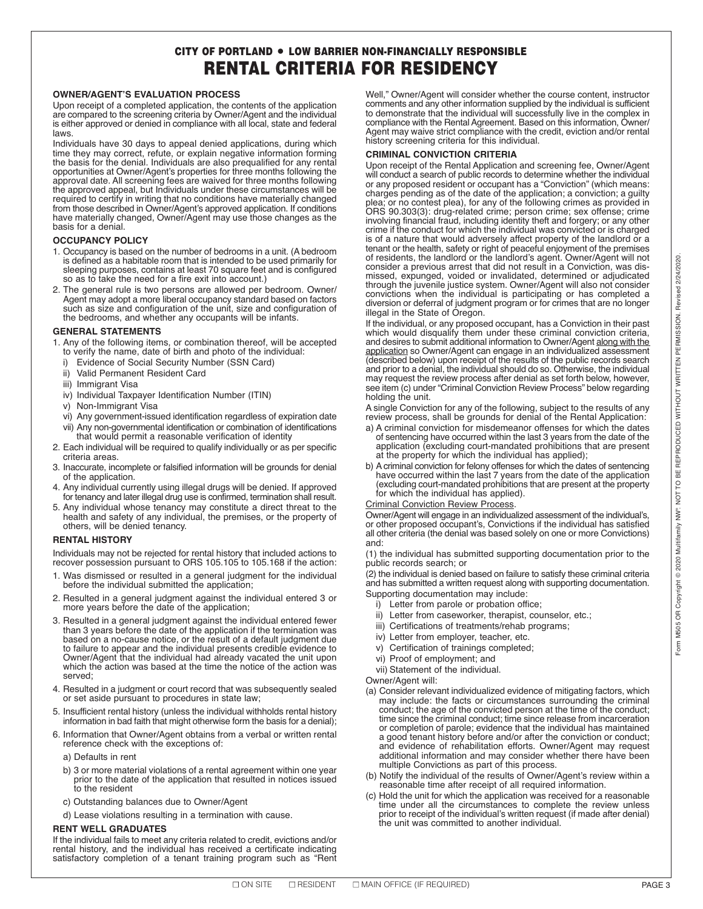# CITY OF PORTLAND • LOW BARRIER NON-FINANCIALLY RESPONSIBLE
# RENTAL CRITERIA FOR RESIDENCY

### OWNER/AGENT'S EVALUATION PROCESS

Upon receipt of a completed application, the contents of the application are compared to the screening criteria by Owner/Agent and the individual is either approved or denied in compliance with all local, state and federal laws.

Individuals have 30 days to appeal denied applications, during which time they may correct, refute, or explain negative information forming the basis for the denial. Individuals are also prequalified for any rental opportunities at Owner/Agent's properties for three months following the approval date. All screening fees are waived for three months following the approved appeal, but Individuals under these circumstances will be required to certify in writing that no conditions have materially changed from those described in Owner/Agent's approved application. If conditions have materially changed, Owner/Agent may use those changes as the basis for a denial.

### OCCUPANCY POLICY

1. Occupancy is based on the number of bedrooms in a unit. (A bedroom is defined as a habitable room that is intended to be used primarily for sleeping purposes, contains at least 70 square feet and is configured so as to take the need for a fire exit into account.)
2. The general rule is two persons are allowed per bedroom. Owner/Agent may adopt a more liberal occupancy standard based on factors such as size and configuration of the unit, size and configuration of the bedrooms, and whether any occupants will be infants.

### GENERAL STATEMENTS

1. Any of the following items, or combination thereof, will be accepted to verify the name, date of birth and photo of the individual:
   - i) Evidence of Social Security Number (SSN Card)
   - ii) Valid Permanent Resident Card
   - iii) Immigrant Visa
   - iv) Individual Taxpayer Identification Number (ITIN)
   - v) Non-Immigrant Visa
   - vi) Any government-issued identification regardless of expiration date
   - vii) Any non-governmental identification or combination of identifications that would permit a reasonable verification of identity
2. Each individual will be required to qualify individually or as per specific criteria areas.
3. Inaccurate, incomplete or falsified information will be grounds for denial of the application.
4. Any individual currently using illegal drugs will be denied. If approved for tenancy and later illegal drug use is confirmed, termination shall result.
5. Any individual whose tenancy may constitute a direct threat to the health and safety of any individual, the premises, or the property of others, will be denied tenancy.

### RENTAL HISTORY

Individuals may not be rejected for rental history that included actions to recover possession pursuant to ORS 105.105 to 105.168 if the action:

1. Was dismissed or resulted in a general judgment for the individual before the individual submitted the application;
2. Resulted in a general judgment against the individual entered 3 or more years before the date of the application;
3. Resulted in a general judgment against the individual entered fewer than 3 years before the date of the application if the termination was based on a no-cause notice, or the result of a default judgment due to failure to appear and the individual presents credible evidence to Owner/Agent that the individual had already vacated the unit upon which the action was based at the time the notice of the action was served;
4. Resulted in a judgment or court record that was subsequently sealed or set aside pursuant to procedures in state law;
5. Insufficient rental history (unless the individual withholds rental history information in bad faith that might otherwise form the basis for a denial);
6. Information that Owner/Agent obtains from a verbal or written rental reference check with the exceptions of:
   - a) Defaults in rent
   - b) 3 or more material violations of a rental agreement within one year prior to the date of the application that resulted in notices issued to the resident
   - c) Outstanding balances due to Owner/Agent
   - d) Lease violations resulting in a termination with cause.

### RENT WELL GRADUATES

If the individual fails to meet any criteria related to credit, evictions and/or rental history, and the individual has received a certificate indicating satisfactory completion of a tenant training program such as "Rent Well," Owner/Agent will consider whether the course content, instructor comments and any other information supplied by the individual is sufficient to demonstrate that the individual will successfully live in the complex in compliance with the Rental Agreement. Based on this information, Owner/Agent may waive strict compliance with the credit, eviction and/or rental history screening criteria for this individual.

### CRIMINAL CONVICTION CRITERIA

Upon receipt of the Rental Application and screening fee, Owner/Agent will conduct a search of public records to determine whether the individual or any proposed resident or occupant has a "Conviction" (which means: charges pending as of the date of the application; a conviction; a guilty plea; or no contest plea), for any of the following crimes as provided in ORS 90.303(3): drug-related crime; person crime; sex offense; crime involving financial fraud, including identity theft and forgery; or any other crime if the conduct for which the individual was convicted or is charged is of a nature that would adversely affect property of the landlord or a tenant or the health, safety or right of peaceful enjoyment of the premises of residents, the landlord or the landlord's agent. Owner/Agent will not consider a previous arrest that did not result in a Conviction, was dismissed, expunged, voided or invalidated, determined or adjudicated through the juvenile justice system. Owner/Agent will also not consider convictions when the individual is participating or has completed a diversion or deferral of judgment program or for crimes that are no longer illegal in the State of Oregon.

If the individual, or any proposed occupant, has a Conviction in their past which would disqualify them under these criminal conviction criteria, and desires to submit additional information to Owner/Agent along with the application so Owner/Agent can engage in an individualized assessment (described below) upon receipt of the results of the public records search and prior to a denial, the individual should do so. Otherwise, the individual may request the review process after denial as set forth below, however, see item (c) under "Criminal Conviction Review Process" below regarding holding the unit.

A single Conviction for any of the following, subject to the results of any review process, shall be grounds for denial of the Rental Application:

- a) A criminal conviction for misdemeanor offenses for which the dates of sentencing have occurred within the last 3 years from the date of the application (excluding court-mandated prohibitions that are present at the property for which the individual has applied);
- b) A criminal conviction for felony offenses for which the dates of sentencing have occurred within the last 7 years from the date of the application (excluding court-mandated prohibitions that are present at the property for which the individual has applied).

Criminal Conviction Review Process.

Owner/Agent will engage in an individualized assessment of the individual's, or other proposed occupant's, Convictions if the individual has satisfied all other criteria (the denial was based solely on one or more Convictions) and:

(1) the individual has submitted supporting documentation prior to the public records search; or

(2) the individual is denied based on failure to satisfy these criminal criteria and has submitted a written request along with supporting documentation.

Supporting documentation may include:

- i) Letter from parole or probation office;
- ii) Letter from caseworker, therapist, counselor, etc.;
- iii) Certifications of treatments/rehab programs;
- iv) Letter from employer, teacher, etc.
- v) Certification of trainings completed;
- vi) Proof of employment; and
- vii) Statement of the individual.

Owner/Agent will:

- (a) Consider relevant individualized evidence of mitigating factors, which may include: the facts or circumstances surrounding the criminal conduct; the age of the convicted person at the time of the conduct; time since the criminal conduct; time since release from incarceration or completion of parole; evidence that the individual has maintained a good tenant history before and/or after the conviction or conduct; and evidence of rehabilitation efforts. Owner/Agent may request additional information and may consider whether there have been multiple Convictions as part of this process.
- (b) Notify the individual of the results of Owner/Agent's review within a reasonable time after receipt of all required information.
- (c) Hold the unit for which the application was received for a reasonable time under all the circumstances to complete the review unless prior to receipt of the individual's written request (if made after denial) the unit was committed to another individual.

☐ ON SITE ☐ RESIDENT ☐ MAIN OFFICE (IF REQUIRED)